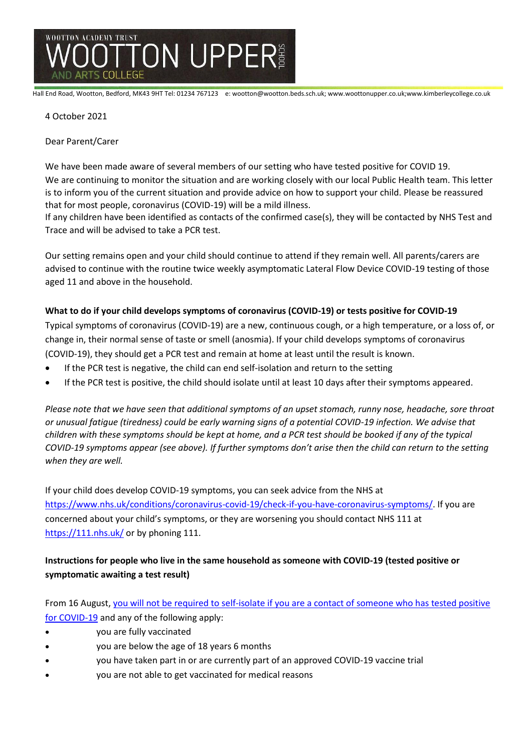WOOTTON ACADEMY TRUST

# WOOTTON UPPER SCHOOL

AND ARTS COLLEGE

Hall End Road, Wootton, Bedford, MK43 9HT Tel: 01234 767123 e: wootton@wootton.beds.sch.uk; www.woottonupper.co.uk;www.kimberleycollege.co.uk

4 October 2021

Dear Parent/Carer

We have been made aware of several members of our setting who have tested positive for COVID 19.
We are continuing to monitor the situation and are working closely with our local Public Health team. This letter is to inform you of the current situation and provide advice on how to support your child. Please be reassured that for most people, coronavirus (COVID-19) will be a mild illness.
If any children have been identified as contacts of the confirmed case(s), they will be contacted by NHS Test and Trace and will be advised to take a PCR test.

Our setting remains open and your child should continue to attend if they remain well. All parents/carers are advised to continue with the routine twice weekly asymptomatic Lateral Flow Device COVID-19 testing of those aged 11 and above in the household.

**What to do if your child develops symptoms of coronavirus (COVID-19) or tests positive for COVID-19**

Typical symptoms of coronavirus (COVID-19) are a new, continuous cough, or a high temperature, or a loss of, or change in, their normal sense of taste or smell (anosmia). If your child develops symptoms of coronavirus (COVID-19), they should get a PCR test and remain at home at least until the result is known.

- If the PCR test is negative, the child can end self-isolation and return to the setting
- If the PCR test is positive, the child should isolate until at least 10 days after their symptoms appeared.

*Please note that we have seen that additional symptoms of an upset stomach, runny nose, headache, sore throat or unusual fatigue (tiredness) could be early warning signs of a potential COVID-19 infection. We advise that children with these symptoms should be kept at home, and a PCR test should be booked if any of the typical COVID-19 symptoms appear (see above). If further symptoms don't arise then the child can return to the setting when they are well.*

If your child does develop COVID-19 symptoms, you can seek advice from the NHS at https://www.nhs.uk/conditions/coronavirus-covid-19/check-if-you-have-coronavirus-symptoms/. If you are concerned about your child's symptoms, or they are worsening you should contact NHS 111 at https://111.nhs.uk/ or by phoning 111.

**Instructions for people who live in the same household as someone with COVID-19 (tested positive or symptomatic awaiting a test result)**

From 16 August, you will not be required to self-isolate if you are a contact of someone who has tested positive for COVID-19 and any of the following apply:

- you are fully vaccinated
- you are below the age of 18 years 6 months
- you have taken part in or are currently part of an approved COVID-19 vaccine trial
- you are not able to get vaccinated for medical reasons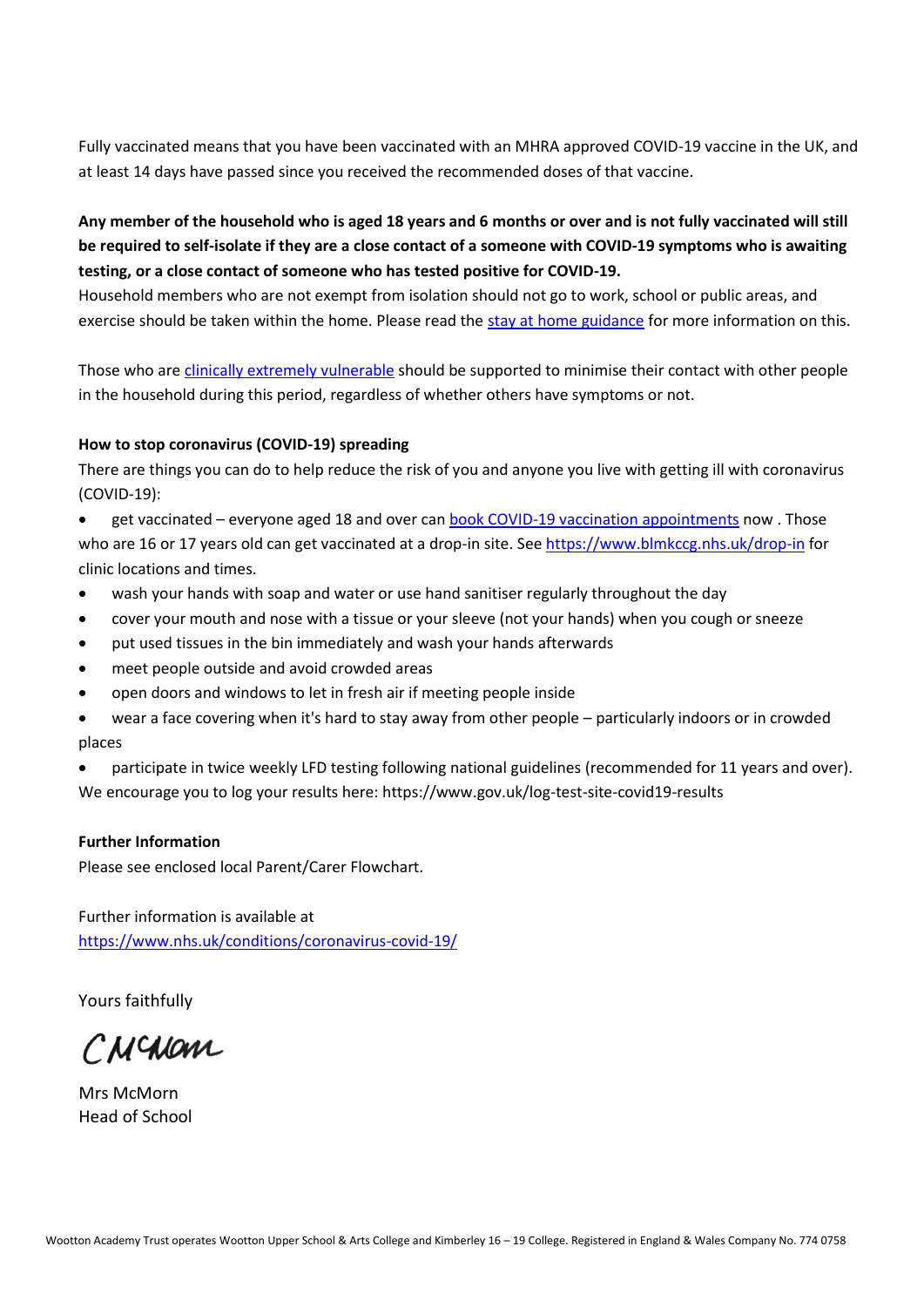Fully vaccinated means that you have been vaccinated with an MHRA approved COVID-19 vaccine in the UK, and at least 14 days have passed since you received the recommended doses of that vaccine.

**Any member of the household who is aged 18 years and 6 months or over and is not fully vaccinated will still be required to self-isolate if they are a close contact of a someone with COVID-19 symptoms who is awaiting testing, or a close contact of someone who has tested positive for COVID-19.**

Household members who are not exempt from isolation should not go to work, school or public areas, and exercise should be taken within the home. Please read the stay at home guidance for more information on this.

Those who are clinically extremely vulnerable should be supported to minimise their contact with other people in the household during this period, regardless of whether others have symptoms or not.

**How to stop coronavirus (COVID-19) spreading**

There are things you can do to help reduce the risk of you and anyone you live with getting ill with coronavirus (COVID-19):

- get vaccinated – everyone aged 18 and over can book COVID-19 vaccination appointments now . Those who are 16 or 17 years old can get vaccinated at a drop-in site. See https://www.blmkccg.nhs.uk/drop-in for clinic locations and times.
- wash your hands with soap and water or use hand sanitiser regularly throughout the day
- cover your mouth and nose with a tissue or your sleeve (not your hands) when you cough or sneeze
- put used tissues in the bin immediately and wash your hands afterwards
- meet people outside and avoid crowded areas
- open doors and windows to let in fresh air if meeting people inside
- wear a face covering when it's hard to stay away from other people – particularly indoors or in crowded places
- participate in twice weekly LFD testing following national guidelines (recommended for 11 years and over).

We encourage you to log your results here: https://www.gov.uk/log-test-site-covid19-results

**Further Information**

Please see enclosed local Parent/Carer Flowchart.

Further information is available at
https://www.nhs.uk/conditions/coronavirus-covid-19/

Yours faithfully

CMcMorn

Mrs McMorn
Head of School

Wootton Academy Trust operates Wootton Upper School & Arts College and Kimberley 16 – 19 College. Registered in England & Wales Company No. 774 0758